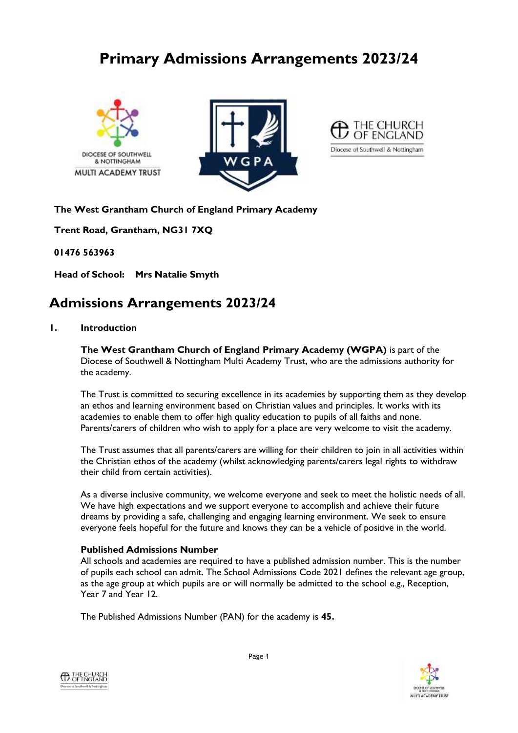# Primary Admissions Arrangements 2023/24

**The West Grantham Church of England Primary Academy**

**Trent Road, Grantham, NG31 7XQ**

**01476 563963**

**Head of School: Mrs Natalie Smyth**

## Admissions Arrangements 2023/24

### 1. Introduction

**The West Grantham Church of England Primary Academy (WGPA)** is part of the Diocese of Southwell & Nottingham Multi Academy Trust, who are the admissions authority for the academy.

The Trust is committed to securing excellence in its academies by supporting them as they develop an ethos and learning environment based on Christian values and principles. It works with its academies to enable them to offer high quality education to pupils of all faiths and none. Parents/carers of children who wish to apply for a place are very welcome to visit the academy.

The Trust assumes that all parents/carers are willing for their children to join in all activities within the Christian ethos of the academy (whilst acknowledging parents/carers legal rights to withdraw their child from certain activities).

As a diverse inclusive community, we welcome everyone and seek to meet the holistic needs of all. We have high expectations and we support everyone to accomplish and achieve their future dreams by providing a safe, challenging and engaging learning environment. We seek to ensure everyone feels hopeful for the future and knows they can be a vehicle of positive in the world.

**Published Admissions Number**

All schools and academies are required to have a published admission number. This is the number of pupils each school can admit. The School Admissions Code 2021 defines the relevant age group, as the age group at which pupils are or will normally be admitted to the school e.g., Reception, Year 7 and Year 12.

The Published Admissions Number (PAN) for the academy is **45.**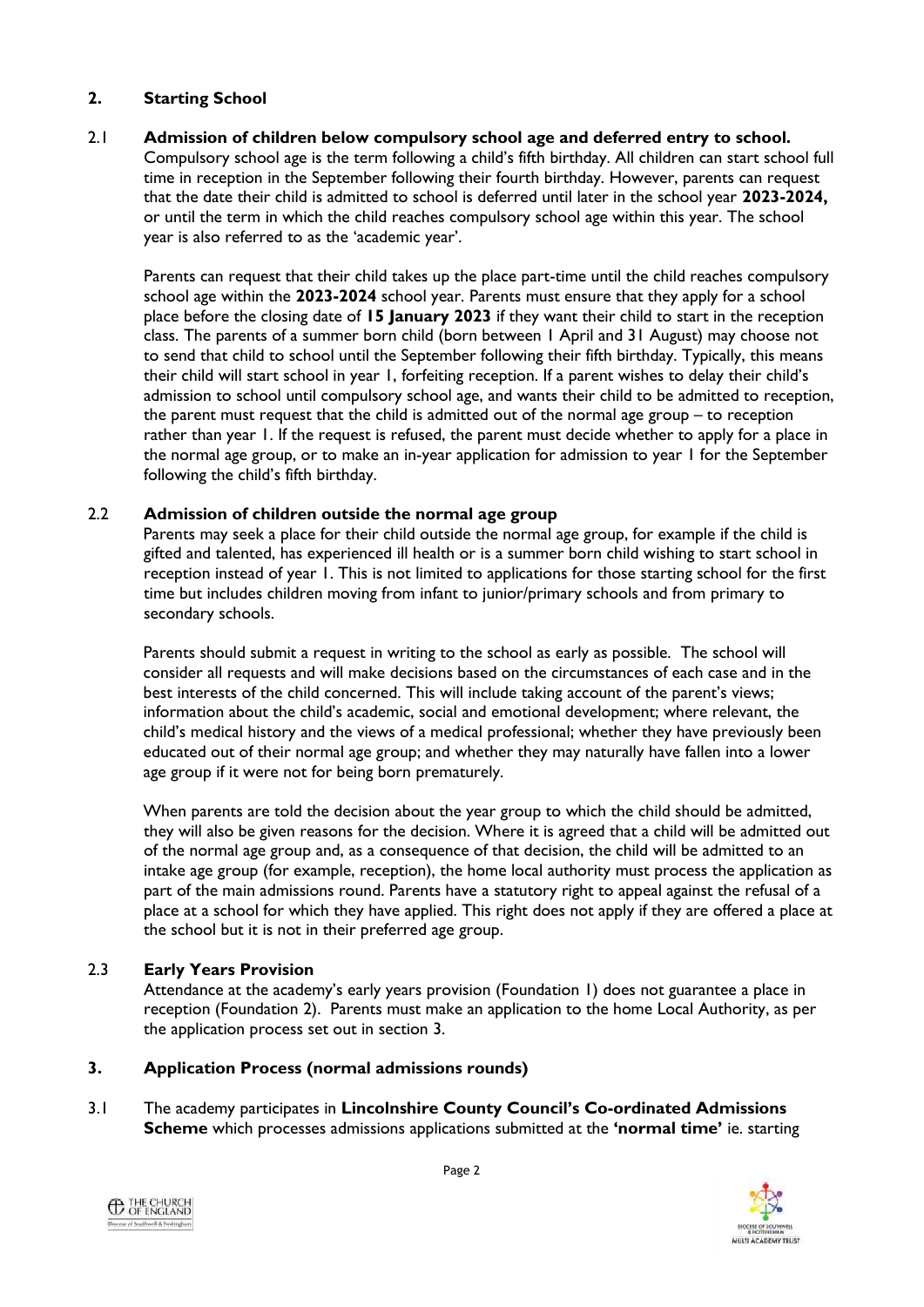## 2. Starting School

**2.1 Admission of children below compulsory school age and deferred entry to school.**

Compulsory school age is the term following a child's fifth birthday. All children can start school full time in reception in the September following their fourth birthday. However, parents can request that the date their child is admitted to school is deferred until later in the school year **2023-2024,** or until the term in which the child reaches compulsory school age within this year. The school year is also referred to as the 'academic year'.

Parents can request that their child takes up the place part-time until the child reaches compulsory school age within the **2023-2024** school year. Parents must ensure that they apply for a school place before the closing date of **15 January 2023** if they want their child to start in the reception class. The parents of a summer born child (born between 1 April and 31 August) may choose not to send that child to school until the September following their fifth birthday. Typically, this means their child will start school in year 1, forfeiting reception. If a parent wishes to delay their child's admission to school until compulsory school age, and wants their child to be admitted to reception, the parent must request that the child is admitted out of the normal age group – to reception rather than year 1. If the request is refused, the parent must decide whether to apply for a place in the normal age group, or to make an in-year application for admission to year 1 for the September following the child's fifth birthday.

**2.2 Admission of children outside the normal age group**

Parents may seek a place for their child outside the normal age group, for example if the child is gifted and talented, has experienced ill health or is a summer born child wishing to start school in reception instead of year 1. This is not limited to applications for those starting school for the first time but includes children moving from infant to junior/primary schools and from primary to secondary schools.

Parents should submit a request in writing to the school as early as possible. The school will consider all requests and will make decisions based on the circumstances of each case and in the best interests of the child concerned. This will include taking account of the parent's views; information about the child's academic, social and emotional development; where relevant, the child's medical history and the views of a medical professional; whether they have previously been educated out of their normal age group; and whether they may naturally have fallen into a lower age group if it were not for being born prematurely.

When parents are told the decision about the year group to which the child should be admitted, they will also be given reasons for the decision. Where it is agreed that a child will be admitted out of the normal age group and, as a consequence of that decision, the child will be admitted to an intake age group (for example, reception), the home local authority must process the application as part of the main admissions round. Parents have a statutory right to appeal against the refusal of a place at a school for which they have applied. This right does not apply if they are offered a place at the school but it is not in their preferred age group.

**2.3 Early Years Provision**

Attendance at the academy's early years provision (Foundation 1) does not guarantee a place in reception (Foundation 2). Parents must make an application to the home Local Authority, as per the application process set out in section 3.

## 3. Application Process (normal admissions rounds)

3.1 The academy participates in **Lincolnshire County Council's Co-ordinated Admissions Scheme** which processes admissions applications submitted at the **'normal time'** ie. starting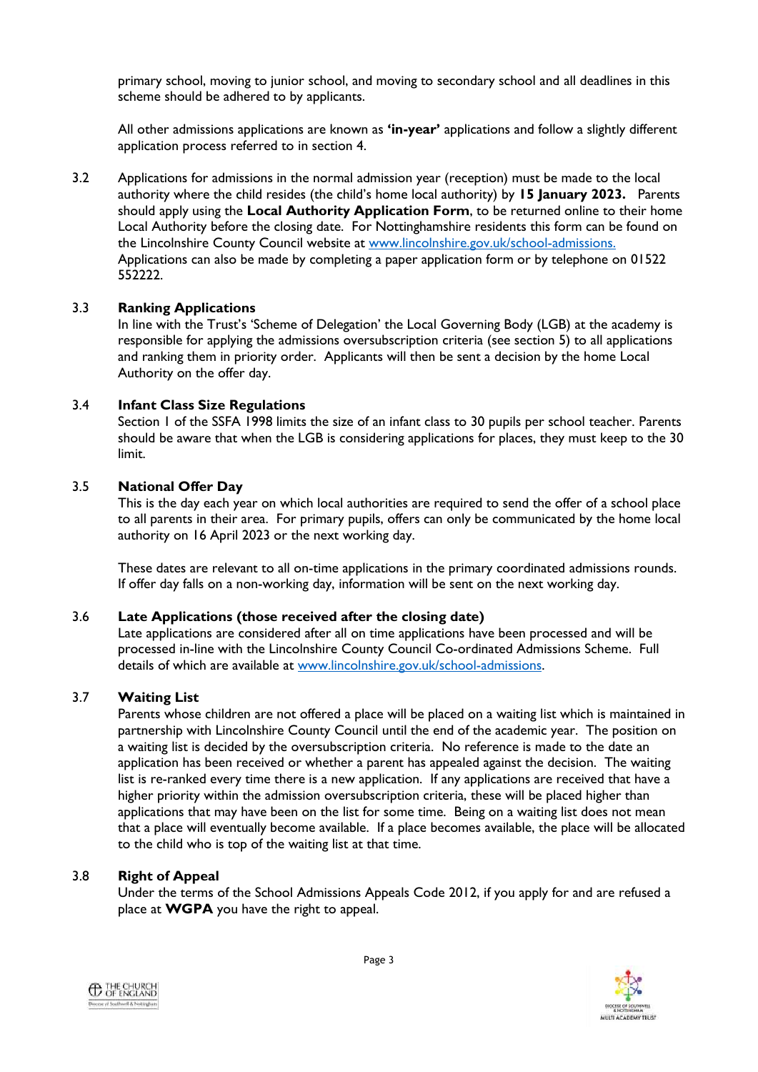primary school, moving to junior school, and moving to secondary school and all deadlines in this scheme should be adhered to by applicants.

All other admissions applications are known as **'in-year'** applications and follow a slightly different application process referred to in section 4.

3.2 Applications for admissions in the normal admission year (reception) must be made to the local authority where the child resides (the child's home local authority) by **15 January 2023.** Parents should apply using the **Local Authority Application Form**, to be returned online to their home Local Authority before the closing date. For Nottinghamshire residents this form can be found on the Lincolnshire County Council website at www.lincolnshire.gov.uk/school-admissions. Applications can also be made by completing a paper application form or by telephone on 01522 552222.

3.3 **Ranking Applications**

In line with the Trust's 'Scheme of Delegation' the Local Governing Body (LGB) at the academy is responsible for applying the admissions oversubscription criteria (see section 5) to all applications and ranking them in priority order. Applicants will then be sent a decision by the home Local Authority on the offer day.

3.4 **Infant Class Size Regulations**

Section 1 of the SSFA 1998 limits the size of an infant class to 30 pupils per school teacher. Parents should be aware that when the LGB is considering applications for places, they must keep to the 30 limit.

3.5 **National Offer Day**

This is the day each year on which local authorities are required to send the offer of a school place to all parents in their area. For primary pupils, offers can only be communicated by the home local authority on 16 April 2023 or the next working day.

These dates are relevant to all on-time applications in the primary coordinated admissions rounds. If offer day falls on a non-working day, information will be sent on the next working day.

3.6 **Late Applications (those received after the closing date)**

Late applications are considered after all on time applications have been processed and will be processed in-line with the Lincolnshire County Council Co-ordinated Admissions Scheme. Full details of which are available at www.lincolnshire.gov.uk/school-admissions.

3.7 **Waiting List**

Parents whose children are not offered a place will be placed on a waiting list which is maintained in partnership with Lincolnshire County Council until the end of the academic year. The position on a waiting list is decided by the oversubscription criteria. No reference is made to the date an application has been received or whether a parent has appealed against the decision. The waiting list is re-ranked every time there is a new application. If any applications are received that have a higher priority within the admission oversubscription criteria, these will be placed higher than applications that may have been on the list for some time. Being on a waiting list does not mean that a place will eventually become available. If a place becomes available, the place will be allocated to the child who is top of the waiting list at that time.

3.8 **Right of Appeal**

Under the terms of the School Admissions Appeals Code 2012, if you apply for and are refused a place at **WGPA** you have the right to appeal.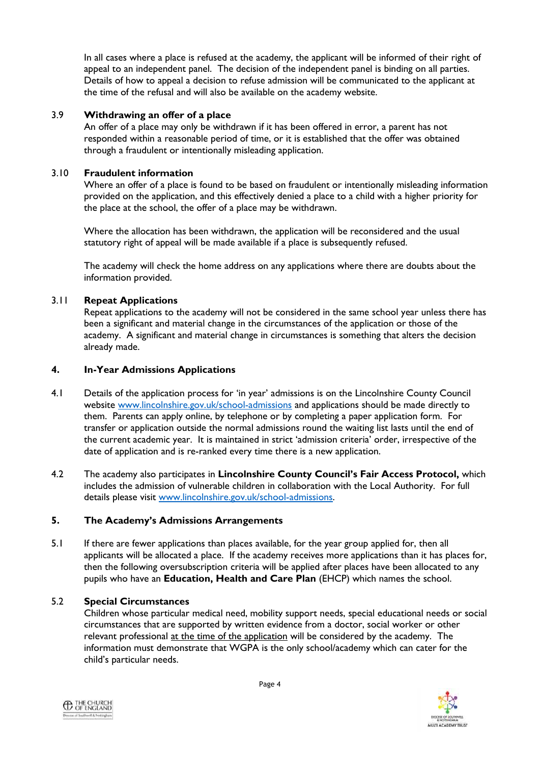In all cases where a place is refused at the academy, the applicant will be informed of their right of appeal to an independent panel. The decision of the independent panel is binding on all parties. Details of how to appeal a decision to refuse admission will be communicated to the applicant at the time of the refusal and will also be available on the academy website.

### 3.9 Withdrawing an offer of a place

An offer of a place may only be withdrawn if it has been offered in error, a parent has not responded within a reasonable period of time, or it is established that the offer was obtained through a fraudulent or intentionally misleading application.

### 3.10 Fraudulent information

Where an offer of a place is found to be based on fraudulent or intentionally misleading information provided on the application, and this effectively denied a place to a child with a higher priority for the place at the school, the offer of a place may be withdrawn.

Where the allocation has been withdrawn, the application will be reconsidered and the usual statutory right of appeal will be made available if a place is subsequently refused.

The academy will check the home address on any applications where there are doubts about the information provided.

### 3.11 Repeat Applications

Repeat applications to the academy will not be considered in the same school year unless there has been a significant and material change in the circumstances of the application or those of the academy. A significant and material change in circumstances is something that alters the decision already made.

## 4. In-Year Admissions Applications

4.1 Details of the application process for 'in year' admissions is on the Lincolnshire County Council website www.lincolnshire.gov.uk/school-admissions and applications should be made directly to them. Parents can apply online, by telephone or by completing a paper application form. For transfer or application outside the normal admissions round the waiting list lasts until the end of the current academic year. It is maintained in strict 'admission criteria' order, irrespective of the date of application and is re-ranked every time there is a new application.

4.2 The academy also participates in **Lincolnshire County Council's Fair Access Protocol,** which includes the admission of vulnerable children in collaboration with the Local Authority. For full details please visit www.lincolnshire.gov.uk/school-admissions.

## 5. The Academy's Admissions Arrangements

5.1 If there are fewer applications than places available, for the year group applied for, then all applicants will be allocated a place. If the academy receives more applications than it has places for, then the following oversubscription criteria will be applied after places have been allocated to any pupils who have an **Education, Health and Care Plan** (EHCP) which names the school.

### 5.2 Special Circumstances

Children whose particular medical need, mobility support needs, special educational needs or social circumstances that are supported by written evidence from a doctor, social worker or other relevant professional at the time of the application will be considered by the academy. The information must demonstrate that WGPA is the only school/academy which can cater for the child's particular needs.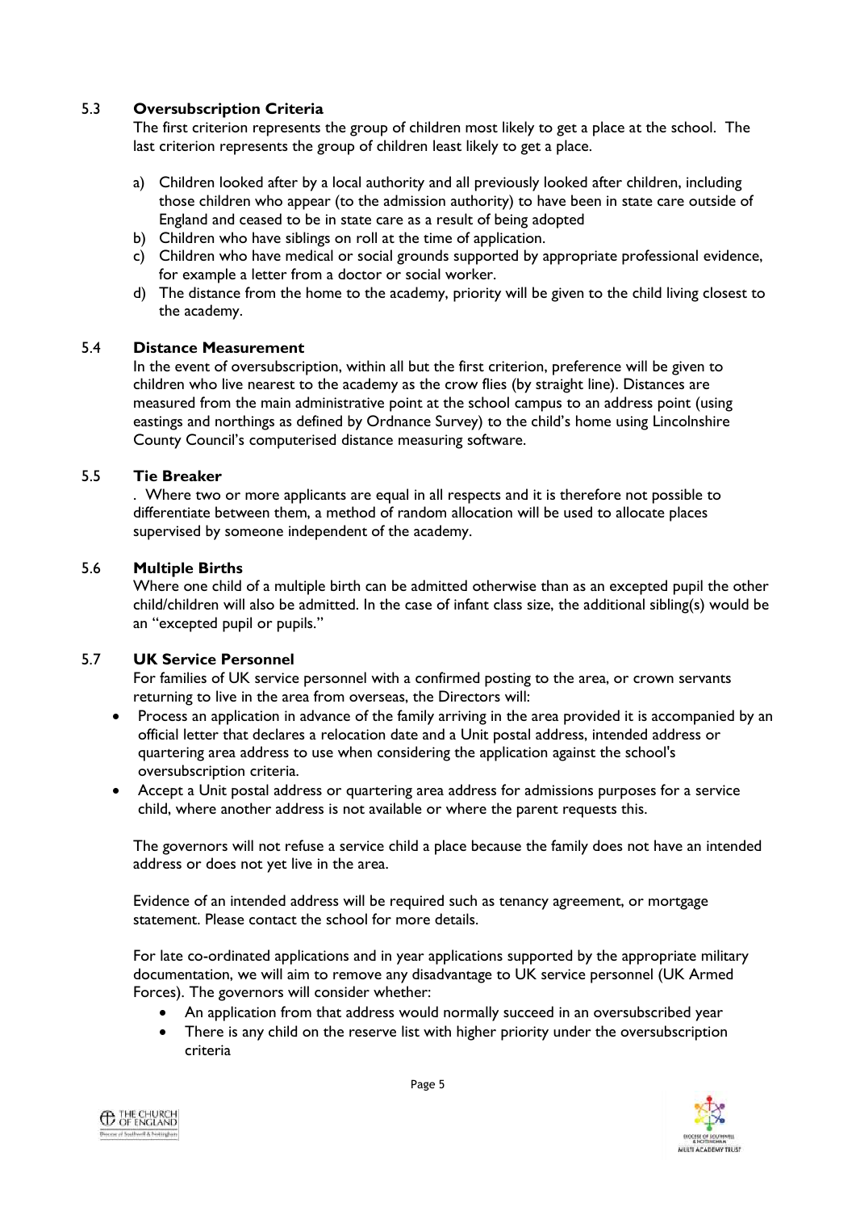### 5.3 Oversubscription Criteria

The first criterion represents the group of children most likely to get a place at the school. The last criterion represents the group of children least likely to get a place.

a) Children looked after by a local authority and all previously looked after children, including those children who appear (to the admission authority) to have been in state care outside of England and ceased to be in state care as a result of being adopted
b) Children who have siblings on roll at the time of application.
c) Children who have medical or social grounds supported by appropriate professional evidence, for example a letter from a doctor or social worker.
d) The distance from the home to the academy, priority will be given to the child living closest to the academy.

### 5.4 Distance Measurement

In the event of oversubscription, within all but the first criterion, preference will be given to children who live nearest to the academy as the crow flies (by straight line). Distances are measured from the main administrative point at the school campus to an address point (using eastings and northings as defined by Ordnance Survey) to the child's home using Lincolnshire County Council's computerised distance measuring software.

### 5.5 Tie Breaker

. Where two or more applicants are equal in all respects and it is therefore not possible to differentiate between them, a method of random allocation will be used to allocate places supervised by someone independent of the academy.

### 5.6 Multiple Births

Where one child of a multiple birth can be admitted otherwise than as an excepted pupil the other child/children will also be admitted. In the case of infant class size, the additional sibling(s) would be an "excepted pupil or pupils."

### 5.7 UK Service Personnel

For families of UK service personnel with a confirmed posting to the area, or crown servants returning to live in the area from overseas, the Directors will:

- Process an application in advance of the family arriving in the area provided it is accompanied by an official letter that declares a relocation date and a Unit postal address, intended address or quartering area address to use when considering the application against the school's oversubscription criteria.
- Accept a Unit postal address or quartering area address for admissions purposes for a service child, where another address is not available or where the parent requests this.

The governors will not refuse a service child a place because the family does not have an intended address or does not yet live in the area.

Evidence of an intended address will be required such as tenancy agreement, or mortgage statement. Please contact the school for more details.

For late co-ordinated applications and in year applications supported by the appropriate military documentation, we will aim to remove any disadvantage to UK service personnel (UK Armed Forces). The governors will consider whether:

- An application from that address would normally succeed in an oversubscribed year
- There is any child on the reserve list with higher priority under the oversubscription criteria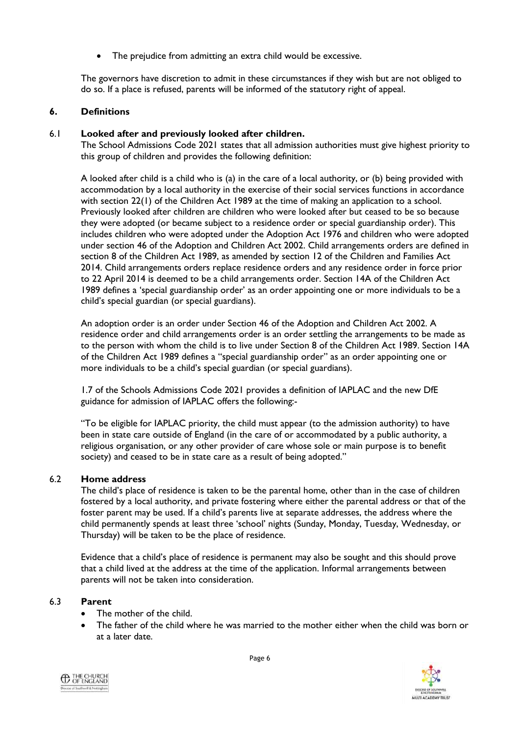- The prejudice from admitting an extra child would be excessive.

The governors have discretion to admit in these circumstances if they wish but are not obliged to do so. If a place is refused, parents will be informed of the statutory right of appeal.

## 6. Definitions

### 6.1 Looked after and previously looked after children.

The School Admissions Code 2021 states that all admission authorities must give highest priority to this group of children and provides the following definition:

A looked after child is a child who is (a) in the care of a local authority, or (b) being provided with accommodation by a local authority in the exercise of their social services functions in accordance with section 22(1) of the Children Act 1989 at the time of making an application to a school. Previously looked after children are children who were looked after but ceased to be so because they were adopted (or became subject to a residence order or special guardianship order). This includes children who were adopted under the Adoption Act 1976 and children who were adopted under section 46 of the Adoption and Children Act 2002. Child arrangements orders are defined in section 8 of the Children Act 1989, as amended by section 12 of the Children and Families Act 2014. Child arrangements orders replace residence orders and any residence order in force prior to 22 April 2014 is deemed to be a child arrangements order. Section 14A of the Children Act 1989 defines a 'special guardianship order' as an order appointing one or more individuals to be a child's special guardian (or special guardians).

An adoption order is an order under Section 46 of the Adoption and Children Act 2002. A residence order and child arrangements order is an order settling the arrangements to be made as to the person with whom the child is to live under Section 8 of the Children Act 1989. Section 14A of the Children Act 1989 defines a "special guardianship order" as an order appointing one or more individuals to be a child's special guardian (or special guardians).

1.7 of the Schools Admissions Code 2021 provides a definition of IAPLAC and the new DfE guidance for admission of IAPLAC offers the following:-

"To be eligible for IAPLAC priority, the child must appear (to the admission authority) to have been in state care outside of England (in the care of or accommodated by a public authority, a religious organisation, or any other provider of care whose sole or main purpose is to benefit society) and ceased to be in state care as a result of being adopted."

### 6.2 Home address

The child's place of residence is taken to be the parental home, other than in the case of children fostered by a local authority, and private fostering where either the parental address or that of the foster parent may be used. If a child's parents live at separate addresses, the address where the child permanently spends at least three 'school' nights (Sunday, Monday, Tuesday, Wednesday, or Thursday) will be taken to be the place of residence.

Evidence that a child's place of residence is permanent may also be sought and this should prove that a child lived at the address at the time of the application. Informal arrangements between parents will not be taken into consideration.

### 6.3 Parent

- The mother of the child.
- The father of the child where he was married to the mother either when the child was born or at a later date.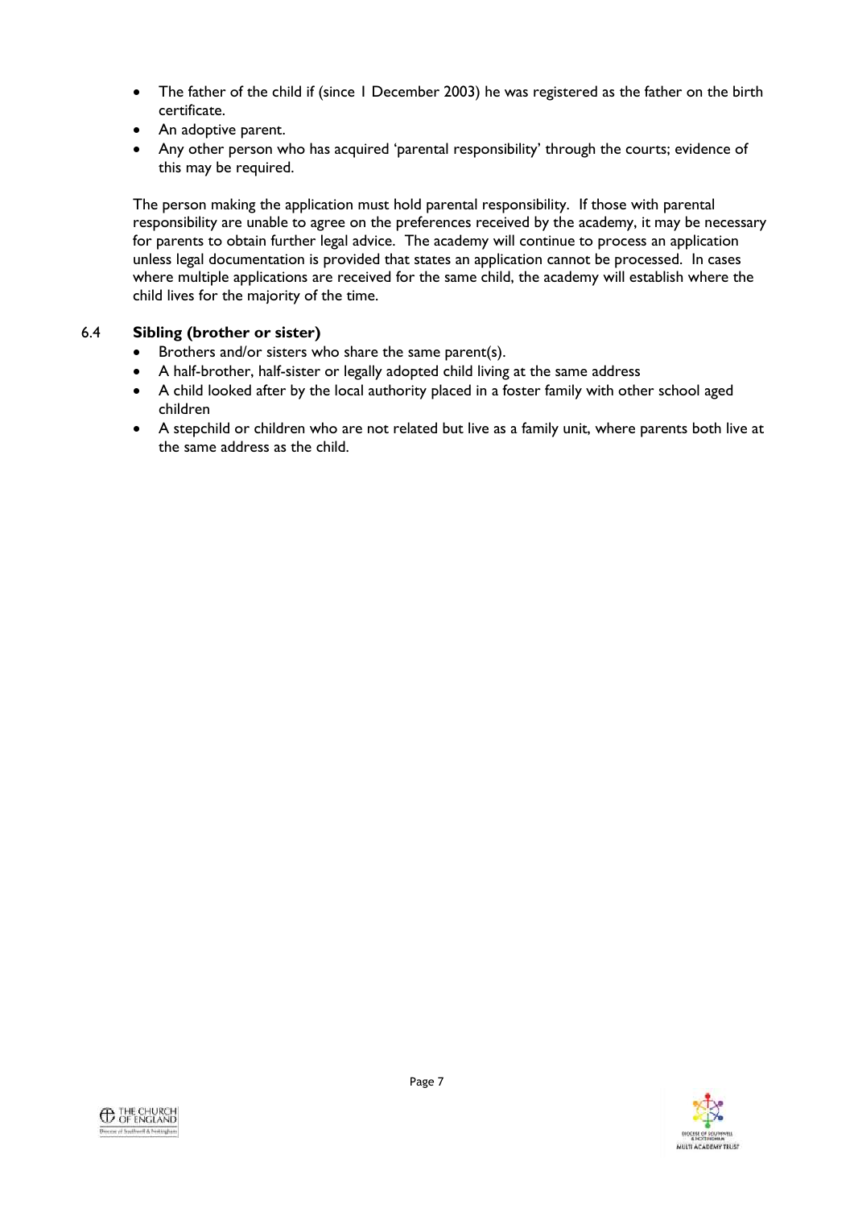- The father of the child if (since 1 December 2003) he was registered as the father on the birth certificate.
- An adoptive parent.
- Any other person who has acquired 'parental responsibility' through the courts; evidence of this may be required.

The person making the application must hold parental responsibility. If those with parental responsibility are unable to agree on the preferences received by the academy, it may be necessary for parents to obtain further legal advice. The academy will continue to process an application unless legal documentation is provided that states an application cannot be processed. In cases where multiple applications are received for the same child, the academy will establish where the child lives for the majority of the time.

### 6.4 Sibling (brother or sister)

- Brothers and/or sisters who share the same parent(s).
- A half-brother, half-sister or legally adopted child living at the same address
- A child looked after by the local authority placed in a foster family with other school aged children
- A stepchild or children who are not related but live as a family unit, where parents both live at the same address as the child.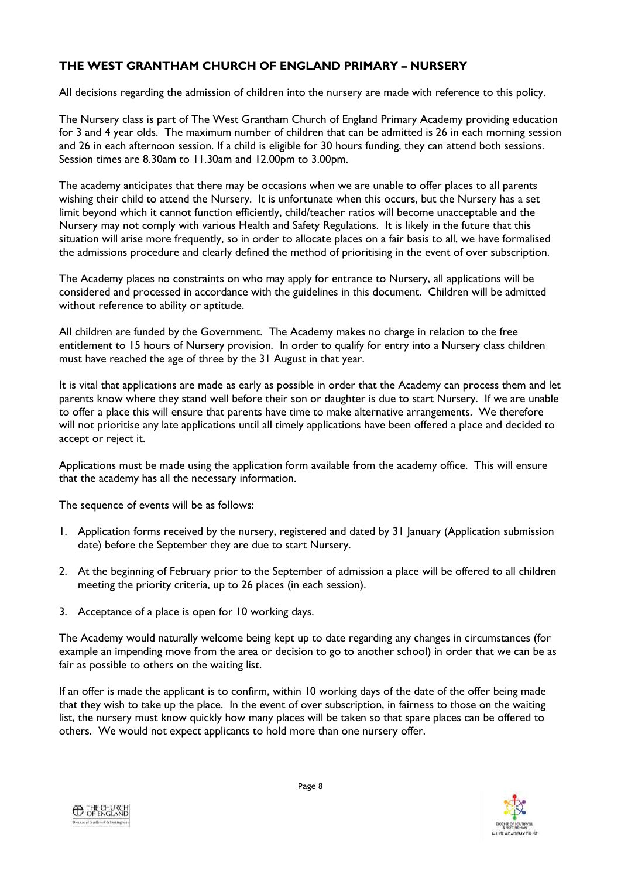**THE WEST GRANTHAM CHURCH OF ENGLAND PRIMARY – NURSERY**

All decisions regarding the admission of children into the nursery are made with reference to this policy.

The Nursery class is part of The West Grantham Church of England Primary Academy providing education for 3 and 4 year olds. The maximum number of children that can be admitted is 26 in each morning session and 26 in each afternoon session. If a child is eligible for 30 hours funding, they can attend both sessions. Session times are 8.30am to 11.30am and 12.00pm to 3.00pm.

The academy anticipates that there may be occasions when we are unable to offer places to all parents wishing their child to attend the Nursery. It is unfortunate when this occurs, but the Nursery has a set limit beyond which it cannot function efficiently, child/teacher ratios will become unacceptable and the Nursery may not comply with various Health and Safety Regulations. It is likely in the future that this situation will arise more frequently, so in order to allocate places on a fair basis to all, we have formalised the admissions procedure and clearly defined the method of prioritising in the event of over subscription.

The Academy places no constraints on who may apply for entrance to Nursery, all applications will be considered and processed in accordance with the guidelines in this document. Children will be admitted without reference to ability or aptitude.

All children are funded by the Government. The Academy makes no charge in relation to the free entitlement to 15 hours of Nursery provision. In order to qualify for entry into a Nursery class children must have reached the age of three by the 31 August in that year.

It is vital that applications are made as early as possible in order that the Academy can process them and let parents know where they stand well before their son or daughter is due to start Nursery. If we are unable to offer a place this will ensure that parents have time to make alternative arrangements. We therefore will not prioritise any late applications until all timely applications have been offered a place and decided to accept or reject it.

Applications must be made using the application form available from the academy office. This will ensure that the academy has all the necessary information.

The sequence of events will be as follows:

1. Application forms received by the nursery, registered and dated by 31 January (Application submission date) before the September they are due to start Nursery.
2. At the beginning of February prior to the September of admission a place will be offered to all children meeting the priority criteria, up to 26 places (in each session).
3. Acceptance of a place is open for 10 working days.

The Academy would naturally welcome being kept up to date regarding any changes in circumstances (for example an impending move from the area or decision to go to another school) in order that we can be as fair as possible to others on the waiting list.

If an offer is made the applicant is to confirm, within 10 working days of the date of the offer being made that they wish to take up the place. In the event of over subscription, in fairness to those on the waiting list, the nursery must know quickly how many places will be taken so that spare places can be offered to others. We would not expect applicants to hold more than one nursery offer.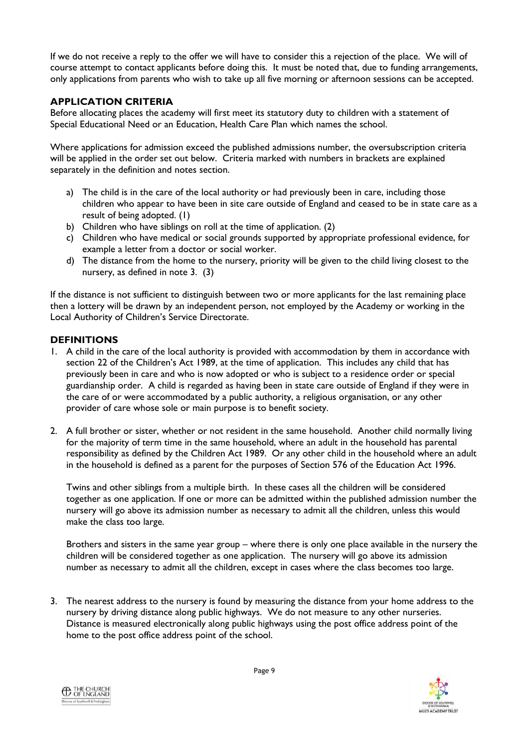If we do not receive a reply to the offer we will have to consider this a rejection of the place. We will of course attempt to contact applicants before doing this. It must be noted that, due to funding arrangements, only applications from parents who wish to take up all five morning or afternoon sessions can be accepted.

## APPLICATION CRITERIA

Before allocating places the academy will first meet its statutory duty to children with a statement of Special Educational Need or an Education, Health Care Plan which names the school.

Where applications for admission exceed the published admissions number, the oversubscription criteria will be applied in the order set out below. Criteria marked with numbers in brackets are explained separately in the definition and notes section.

a) The child is in the care of the local authority or had previously been in care, including those children who appear to have been in site care outside of England and ceased to be in state care as a result of being adopted. (1)
b) Children who have siblings on roll at the time of application. (2)
c) Children who have medical or social grounds supported by appropriate professional evidence, for example a letter from a doctor or social worker.
d) The distance from the home to the nursery, priority will be given to the child living closest to the nursery, as defined in note 3. (3)

If the distance is not sufficient to distinguish between two or more applicants for the last remaining place then a lottery will be drawn by an independent person, not employed by the Academy or working in the Local Authority of Children's Service Directorate.

## DEFINITIONS

1. A child in the care of the local authority is provided with accommodation by them in accordance with section 22 of the Children's Act 1989, at the time of application. This includes any child that has previously been in care and who is now adopted or who is subject to a residence order or special guardianship order. A child is regarded as having been in state care outside of England if they were in the care of or were accommodated by a public authority, a religious organisation, or any other provider of care whose sole or main purpose is to benefit society.

2. A full brother or sister, whether or not resident in the same household. Another child normally living for the majority of term time in the same household, where an adult in the household has parental responsibility as defined by the Children Act 1989. Or any other child in the household where an adult in the household is defined as a parent for the purposes of Section 576 of the Education Act 1996.

   Twins and other siblings from a multiple birth. In these cases all the children will be considered together as one application. If one or more can be admitted within the published admission number the nursery will go above its admission number as necessary to admit all the children, unless this would make the class too large.

   Brothers and sisters in the same year group – where there is only one place available in the nursery the children will be considered together as one application. The nursery will go above its admission number as necessary to admit all the children, except in cases where the class becomes too large.

3. The nearest address to the nursery is found by measuring the distance from your home address to the nursery by driving distance along public highways. We do not measure to any other nurseries. Distance is measured electronically along public highways using the post office address point of the home to the post office address point of the school.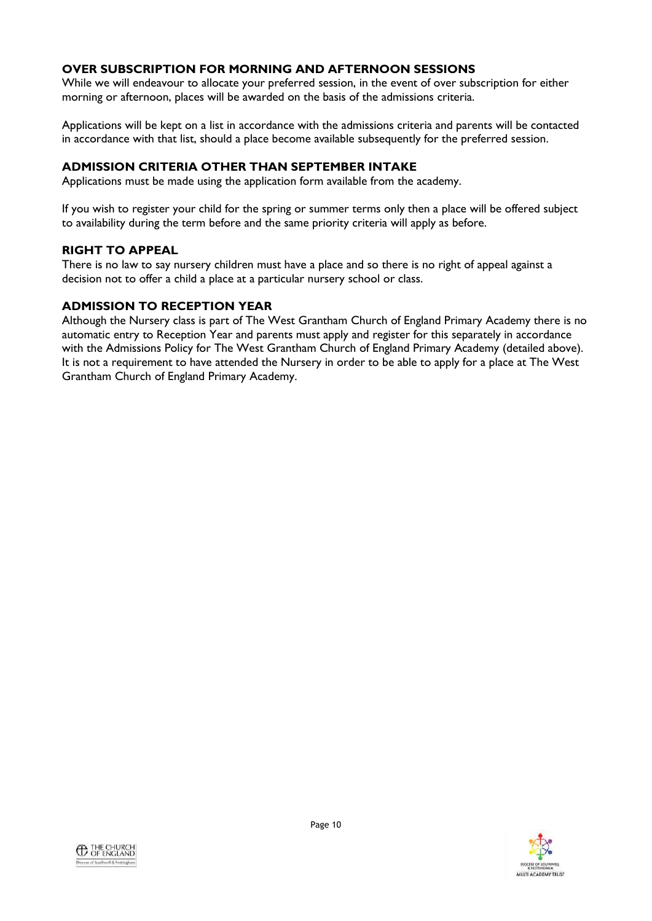### OVER SUBSCRIPTION FOR MORNING AND AFTERNOON SESSIONS

While we will endeavour to allocate your preferred session, in the event of over subscription for either morning or afternoon, places will be awarded on the basis of the admissions criteria.

Applications will be kept on a list in accordance with the admissions criteria and parents will be contacted in accordance with that list, should a place become available subsequently for the preferred session.

### ADMISSION CRITERIA OTHER THAN SEPTEMBER INTAKE

Applications must be made using the application form available from the academy.

If you wish to register your child for the spring or summer terms only then a place will be offered subject to availability during the term before and the same priority criteria will apply as before.

### RIGHT TO APPEAL

There is no law to say nursery children must have a place and so there is no right of appeal against a decision not to offer a child a place at a particular nursery school or class.

### ADMISSION TO RECEPTION YEAR

Although the Nursery class is part of The West Grantham Church of England Primary Academy there is no automatic entry to Reception Year and parents must apply and register for this separately in accordance with the Admissions Policy for The West Grantham Church of England Primary Academy (detailed above). It is not a requirement to have attended the Nursery in order to be able to apply for a place at The West Grantham Church of England Primary Academy.